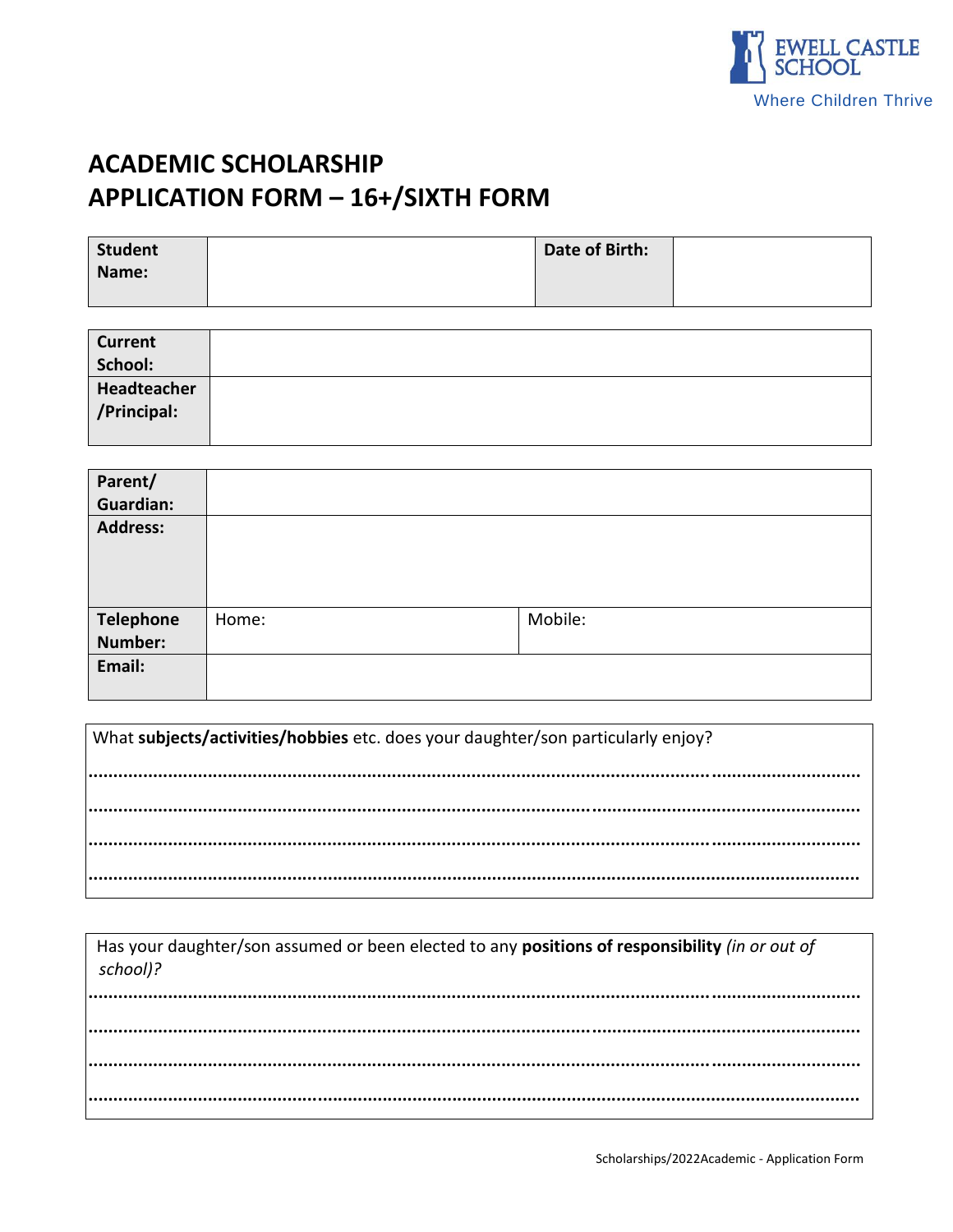EWELL CASTLE SCHOOL

Where Children Thrive

# ACADEMIC SCHOLARSHIP
# APPLICATION FORM – 16+/SIXTH FORM

| **Student Name:** | | **Date of Birth:** | |
|---|---|---|---|

| **Current School:** | |
|---|---|
| **Headteacher /Principal:** | |

| **Parent/ Guardian:** | | |
|---|---|---|
| **Address:** | | |
| **Telephone Number:** | Home: | Mobile: |
| **Email:** | | |

What **subjects/activities/hobbies** etc. does your daughter/son particularly enjoy?

.................................................................................................................................................

.................................................................................................................................................

.................................................................................................................................................

.................................................................................................................................................

Has your daughter/son assumed or been elected to any **positions of responsibility** *(in or out of school)?*

.................................................................................................................................................

.................................................................................................................................................

.................................................................................................................................................

.................................................................................................................................................

Scholarships/2022Academic - Application Form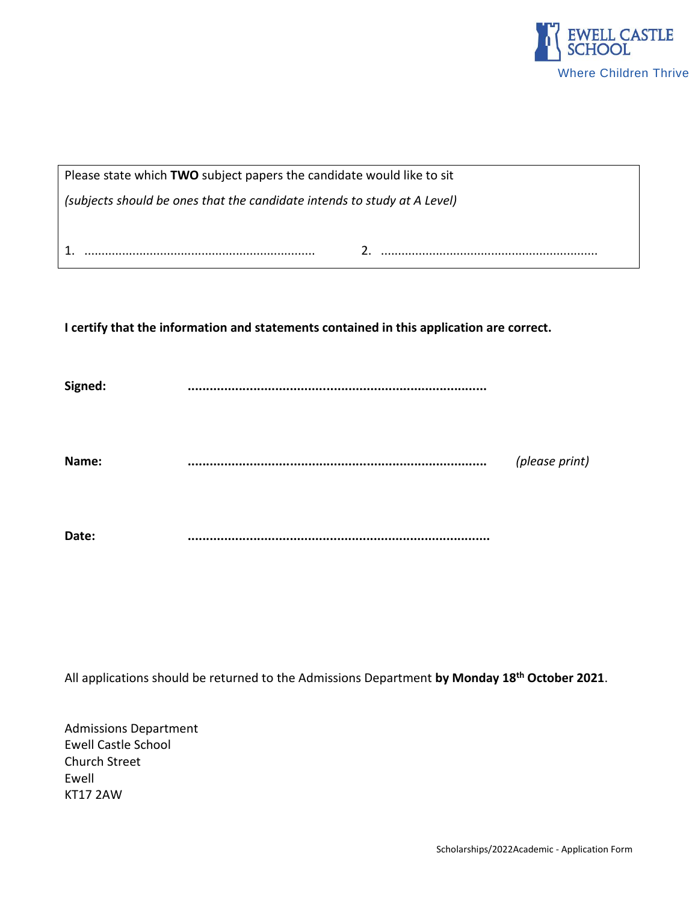Please state which **TWO** subject papers the candidate would like to sit

*(subjects should be ones that the candidate intends to study at A Level)*

1. ..................................................................     2. ..............................................................

**I certify that the information and statements contained in this application are correct.**

**Signed:** ..................................................................................

**Name:** ..................................................................................   *(please print)*

**Date:** ..................................................................................

All applications should be returned to the Admissions Department **by Monday 18th October 2021**.

Admissions Department
Ewell Castle School
Church Street
Ewell
KT17 2AW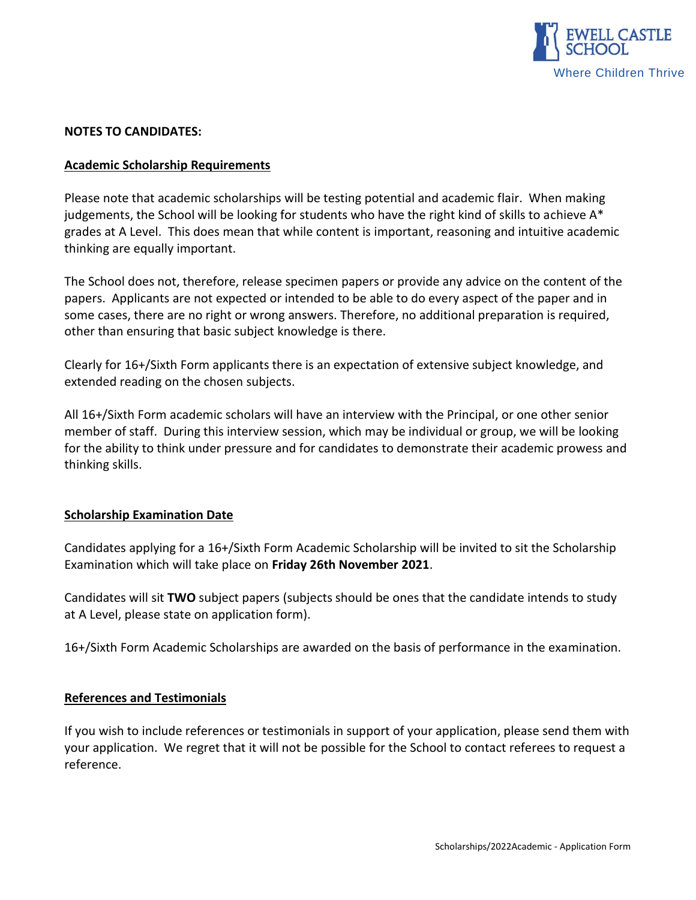**NOTES TO CANDIDATES:**

## Academic Scholarship Requirements

Please note that academic scholarships will be testing potential and academic flair. When making judgements, the School will be looking for students who have the right kind of skills to achieve A* grades at A Level. This does mean that while content is important, reasoning and intuitive academic thinking are equally important.

The School does not, therefore, release specimen papers or provide any advice on the content of the papers. Applicants are not expected or intended to be able to do every aspect of the paper and in some cases, there are no right or wrong answers. Therefore, no additional preparation is required, other than ensuring that basic subject knowledge is there.

Clearly for 16+/Sixth Form applicants there is an expectation of extensive subject knowledge, and extended reading on the chosen subjects.

All 16+/Sixth Form academic scholars will have an interview with the Principal, or one other senior member of staff. During this interview session, which may be individual or group, we will be looking for the ability to think under pressure and for candidates to demonstrate their academic prowess and thinking skills.

## Scholarship Examination Date

Candidates applying for a 16+/Sixth Form Academic Scholarship will be invited to sit the Scholarship Examination which will take place on **Friday 26th November 2021**.

Candidates will sit **TWO** subject papers (subjects should be ones that the candidate intends to study at A Level, please state on application form).

16+/Sixth Form Academic Scholarships are awarded on the basis of performance in the examination.

## References and Testimonials

If you wish to include references or testimonials in support of your application, please send them with your application. We regret that it will not be possible for the School to contact referees to request a reference.